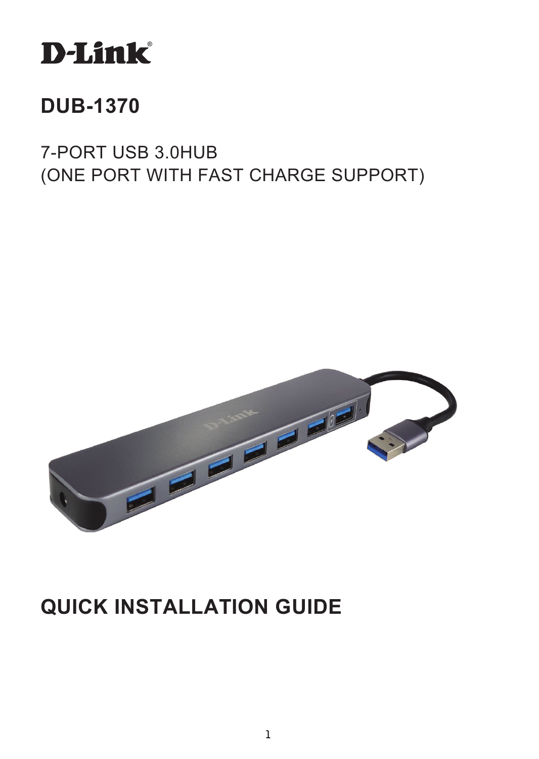D-Link®

# DUB-1370

7-PORT USB 3.0HUB
(ONE PORT WITH FAST CHARGE SUPPORT)

# QUICK INSTALLATION GUIDE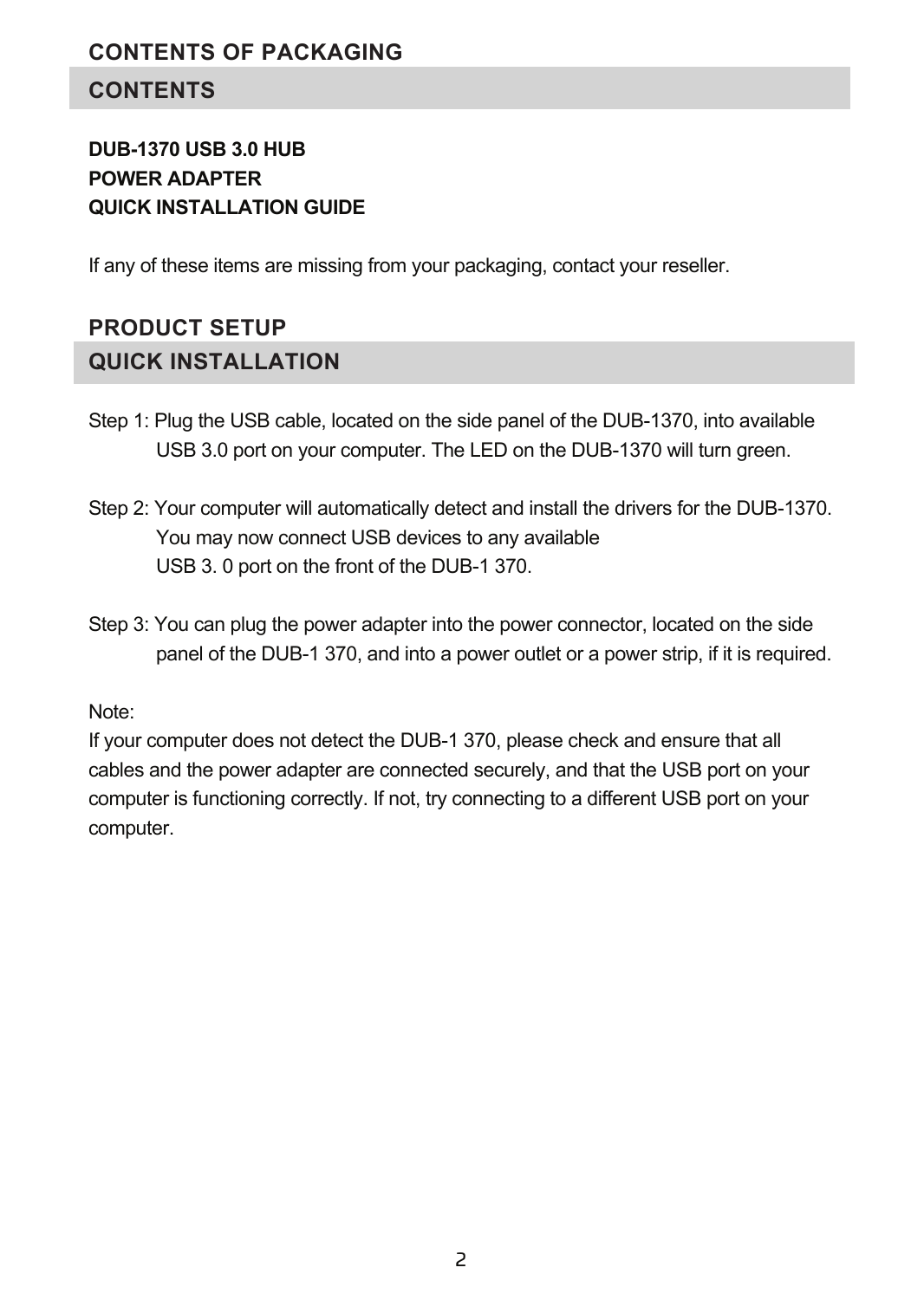# CONTENTS OF PACKAGING

## CONTENTS

**DUB-1370 USB 3.0 HUB**
**POWER ADAPTER**
**QUICK INSTALLATION GUIDE**

If any of these items are missing from your packaging, contact your reseller.

# PRODUCT SETUP

## QUICK INSTALLATION

Step 1: Plug the USB cable, located on the side panel of the DUB-1370, into available USB 3.0 port on your computer. The LED on the DUB-1370 will turn green.

Step 2: Your computer will automatically detect and install the drivers for the DUB-1370. You may now connect USB devices to any available USB 3. 0 port on the front of the DUB-1 370.

Step 3: You can plug the power adapter into the power connector, located on the side panel of the DUB-1 370, and into a power outlet or a power strip, if it is required.

Note:
If your computer does not detect the DUB-1 370, please check and ensure that all cables and the power adapter are connected securely, and that the USB port on your computer is functioning correctly. If not, try connecting to a different USB port on your computer.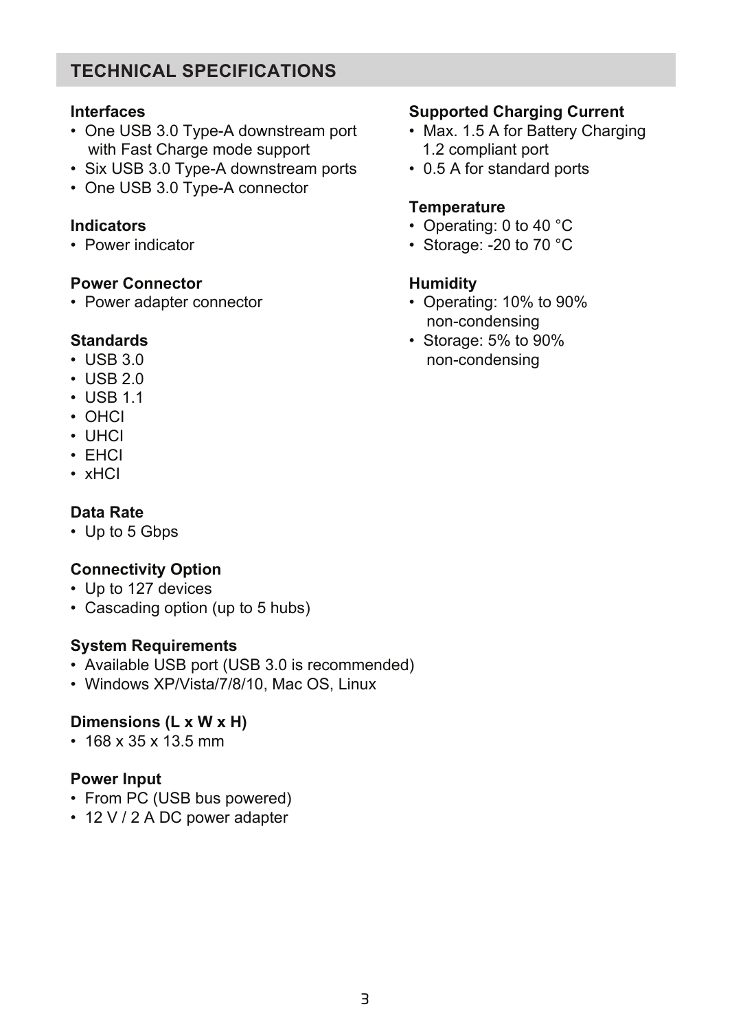## TECHNICAL SPECIFICATIONS

**Interfaces**
- One USB 3.0 Type-A downstream port with Fast Charge mode support
- Six USB 3.0 Type-A downstream ports
- One USB 3.0 Type-A connector

**Indicators**
- Power indicator

**Power Connector**
- Power adapter connector

**Standards**
- USB 3.0
- USB 2.0
- USB 1.1
- OHCI
- UHCI
- EHCI
- xHCI

**Data Rate**
- Up to 5 Gbps

**Connectivity Option**
- Up to 127 devices
- Cascading option (up to 5 hubs)

**System Requirements**
- Available USB port (USB 3.0 is recommended)
- Windows XP/Vista/7/8/10, Mac OS, Linux

**Dimensions (L x W x H)**
- 168 x 35 x 13.5 mm

**Power Input**
- From PC (USB bus powered)
- 12 V / 2 A DC power adapter

**Supported Charging Current**
- Max. 1.5 A for Battery Charging 1.2 compliant port
- 0.5 A for standard ports

**Temperature**
- Operating: 0 to 40 °C
- Storage: -20 to 70 °C

**Humidity**
- Operating: 10% to 90% non-condensing
- Storage: 5% to 90% non-condensing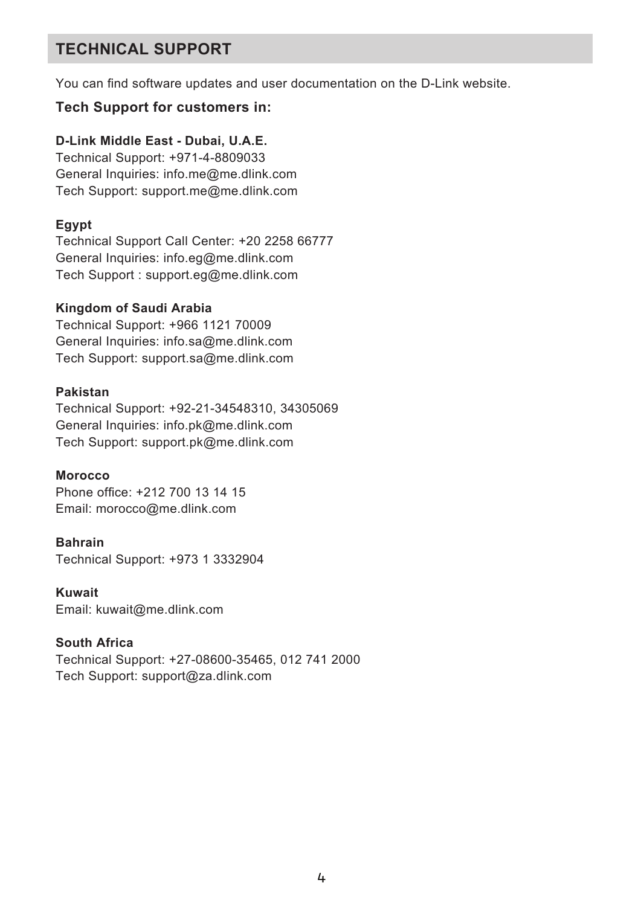## TECHNICAL SUPPORT

You can find software updates and user documentation on the D-Link website.

### Tech Support for customers in:

**D-Link Middle East - Dubai, U.A.E.**
Technical Support: +971-4-8809033
General Inquiries: info.me@me.dlink.com
Tech Support: support.me@me.dlink.com

**Egypt**
Technical Support Call Center: +20 2258 66777
General Inquiries: info.eg@me.dlink.com
Tech Support : support.eg@me.dlink.com

**Kingdom of Saudi Arabia**
Technical Support: +966 1121 70009
General Inquiries: info.sa@me.dlink.com
Tech Support: support.sa@me.dlink.com

**Pakistan**
Technical Support: +92-21-34548310, 34305069
General Inquiries: info.pk@me.dlink.com
Tech Support: support.pk@me.dlink.com

**Morocco**
Phone office: +212 700 13 14 15
Email: morocco@me.dlink.com

**Bahrain**
Technical Support: +973 1 3332904

**Kuwait**
Email: kuwait@me.dlink.com

**South Africa**
Technical Support: +27-08600-35465, 012 741 2000
Tech Support: support@za.dlink.com